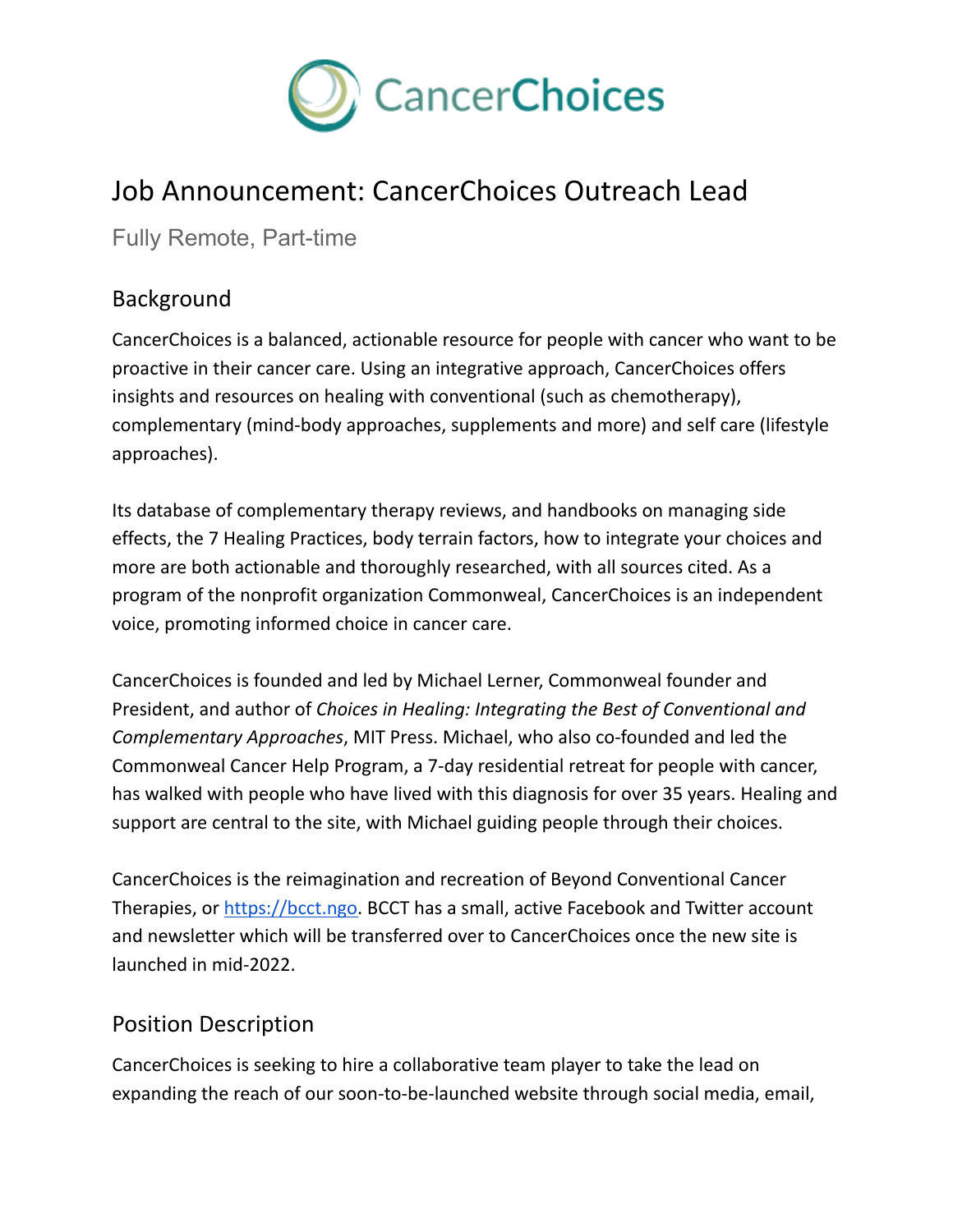CancerChoices

# Job Announcement: CancerChoices Outreach Lead

Fully Remote, Part-time

## Background

CancerChoices is a balanced, actionable resource for people with cancer who want to be proactive in their cancer care. Using an integrative approach, CancerChoices offers insights and resources on healing with conventional (such as chemotherapy), complementary (mind-body approaches, supplements and more) and self care (lifestyle approaches).

Its database of complementary therapy reviews, and handbooks on managing side effects, the 7 Healing Practices, body terrain factors, how to integrate your choices and more are both actionable and thoroughly researched, with all sources cited. As a program of the nonprofit organization Commonweal, CancerChoices is an independent voice, promoting informed choice in cancer care.

CancerChoices is founded and led by Michael Lerner, Commonweal founder and President, and author of *Choices in Healing: Integrating the Best of Conventional and Complementary Approaches*, MIT Press. Michael, who also co-founded and led the Commonweal Cancer Help Program, a 7-day residential retreat for people with cancer, has walked with people who have lived with this diagnosis for over 35 years. Healing and support are central to the site, with Michael guiding people through their choices.

CancerChoices is the reimagination and recreation of Beyond Conventional Cancer Therapies, or [https://bcct.ngo](https://bcct.ngo). BCCT has a small, active Facebook and Twitter account and newsletter which will be transferred over to CancerChoices once the new site is launched in mid-2022.

## Position Description

CancerChoices is seeking to hire a collaborative team player to take the lead on expanding the reach of our soon-to-be-launched website through social media, email,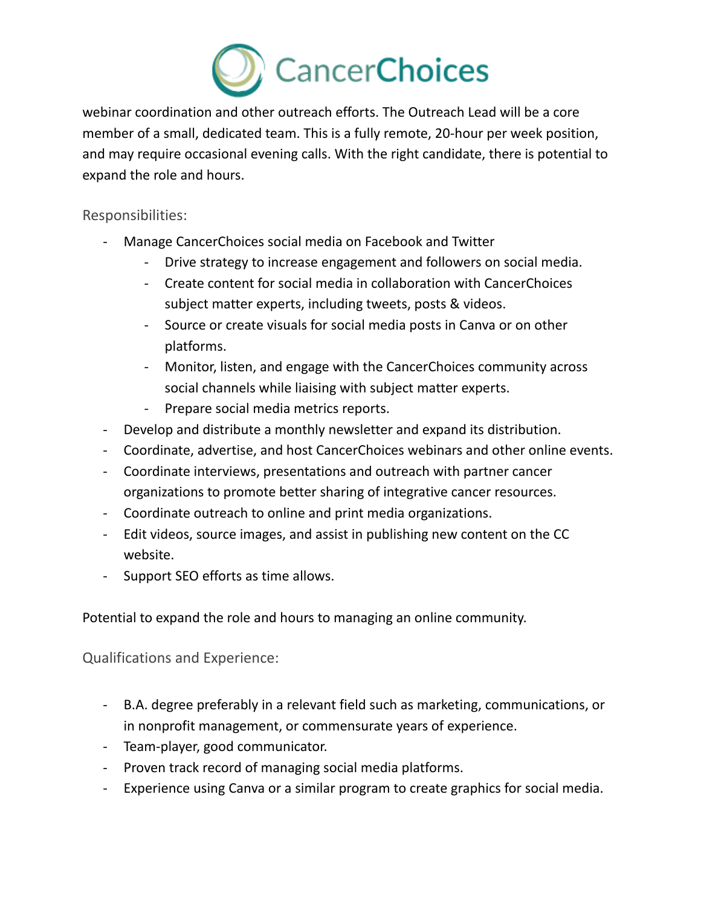webinar coordination and other outreach efforts. The Outreach Lead will be a core member of a small, dedicated team. This is a fully remote, 20-hour per week position, and may require occasional evening calls. With the right candidate, there is potential to expand the role and hours.

## Responsibilities:

- Manage CancerChoices social media on Facebook and Twitter
  - Drive strategy to increase engagement and followers on social media.
  - Create content for social media in collaboration with CancerChoices subject matter experts, including tweets, posts & videos.
  - Source or create visuals for social media posts in Canva or on other platforms.
  - Monitor, listen, and engage with the CancerChoices community across social channels while liaising with subject matter experts.
  - Prepare social media metrics reports.
- Develop and distribute a monthly newsletter and expand its distribution.
- Coordinate, advertise, and host CancerChoices webinars and other online events.
- Coordinate interviews, presentations and outreach with partner cancer organizations to promote better sharing of integrative cancer resources.
- Coordinate outreach to online and print media organizations.
- Edit videos, source images, and assist in publishing new content on the CC website.
- Support SEO efforts as time allows.

Potential to expand the role and hours to managing an online community.

## Qualifications and Experience:

- B.A. degree preferably in a relevant field such as marketing, communications, or in nonprofit management, or commensurate years of experience.
- Team-player, good communicator.
- Proven track record of managing social media platforms.
- Experience using Canva or a similar program to create graphics for social media.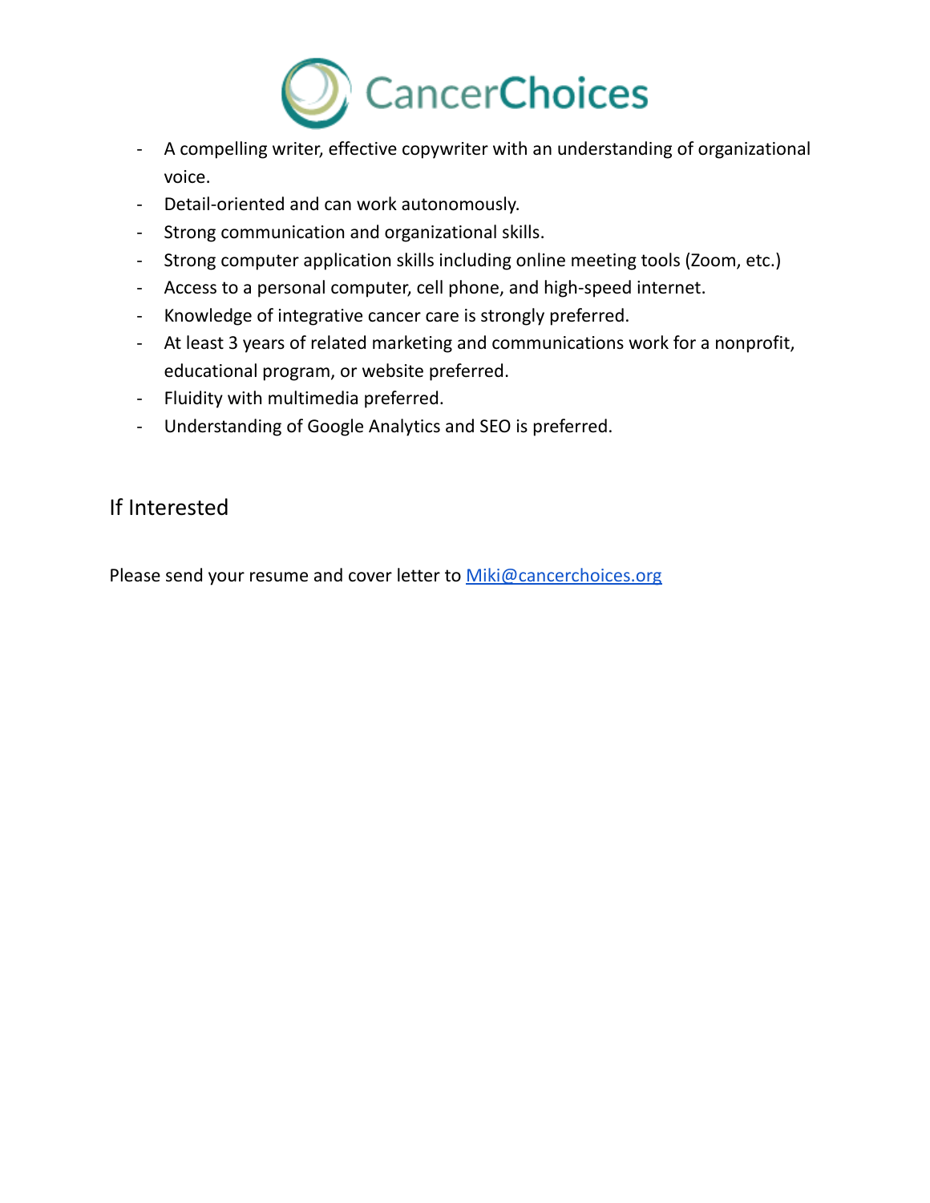- A compelling writer, effective copywriter with an understanding of organizational voice.
- Detail-oriented and can work autonomously.
- Strong communication and organizational skills.
- Strong computer application skills including online meeting tools (Zoom, etc.)
- Access to a personal computer, cell phone, and high-speed internet.
- Knowledge of integrative cancer care is strongly preferred.
- At least 3 years of related marketing and communications work for a nonprofit, educational program, or website preferred.
- Fluidity with multimedia preferred.
- Understanding of Google Analytics and SEO is preferred.

## If Interested

Please send your resume and cover letter to [Miki@cancerchoices.org](mailto:Miki@cancerchoices.org)